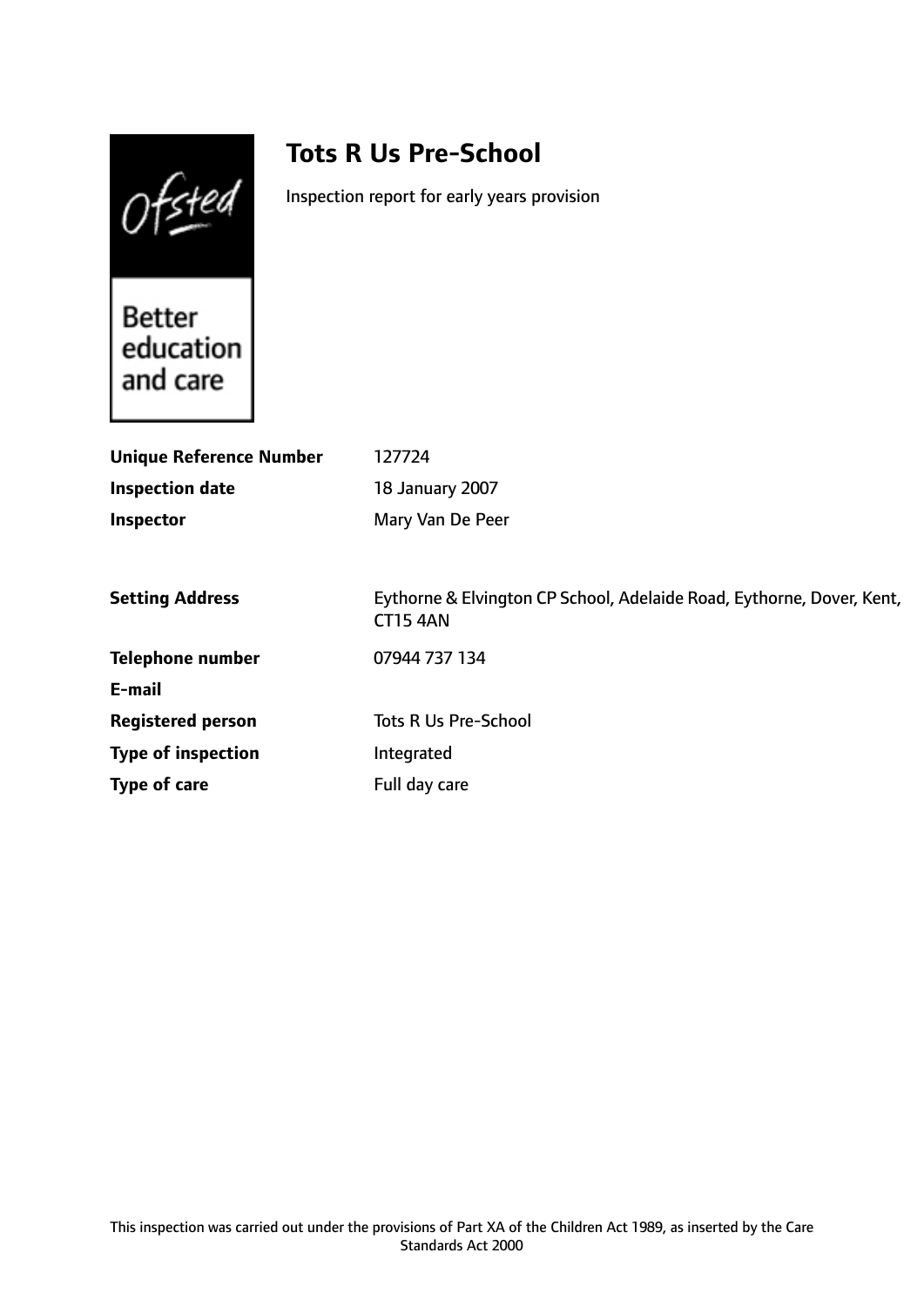# Tots R Us Pre-School

Inspection report for early years provision

| | |
|---|---|
| **Unique Reference Number** | 127724 |
| **Inspection date** | 18 January 2007 |
| **Inspector** | Mary Van De Peer |
| | |
| **Setting Address** | Eythorne & Elvington CP School, Adelaide Road, Eythorne, Dover, Kent, CT15 4AN |
| **Telephone number** | 07944 737 134 |
| **E-mail** | |
| **Registered person** | Tots R Us Pre-School |
| **Type of inspection** | Integrated |
| **Type of care** | Full day care |

This inspection was carried out under the provisions of Part XA of the Children Act 1989, as inserted by the Care Standards Act 2000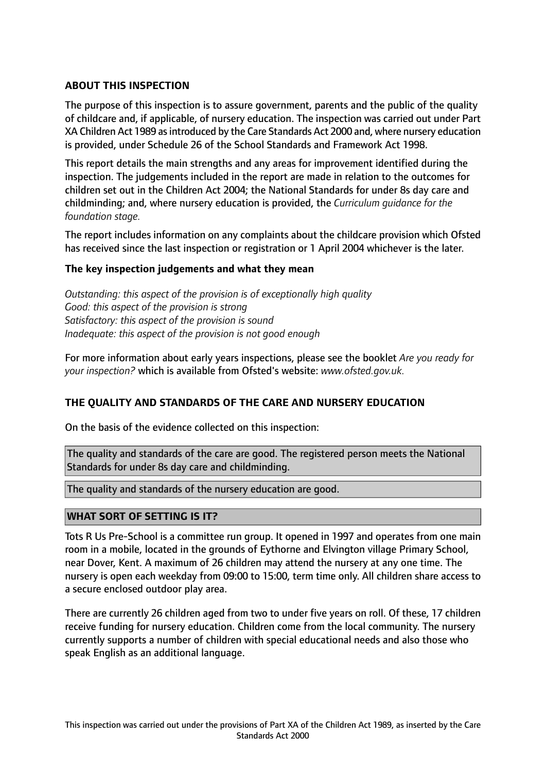## ABOUT THIS INSPECTION

The purpose of this inspection is to assure government, parents and the public of the quality of childcare and, if applicable, of nursery education. The inspection was carried out under Part XA Children Act 1989 as introduced by the Care Standards Act 2000 and, where nursery education is provided, under Schedule 26 of the School Standards and Framework Act 1998.

This report details the main strengths and any areas for improvement identified during the inspection. The judgements included in the report are made in relation to the outcomes for children set out in the Children Act 2004; the National Standards for under 8s day care and childminding; and, where nursery education is provided, the *Curriculum guidance for the foundation stage.*

The report includes information on any complaints about the childcare provision which Ofsted has received since the last inspection or registration or 1 April 2004 whichever is the later.

### The key inspection judgements and what they mean

*Outstanding: this aspect of the provision is of exceptionally high quality*
*Good: this aspect of the provision is strong*
*Satisfactory: this aspect of the provision is sound*
*Inadequate: this aspect of the provision is not good enough*

For more information about early years inspections, please see the booklet *Are you ready for your inspection?* which is available from Ofsted's website: *www.ofsted.gov.uk.*

## THE QUALITY AND STANDARDS OF THE CARE AND NURSERY EDUCATION

On the basis of the evidence collected on this inspection:

The quality and standards of the care are good. The registered person meets the National Standards for under 8s day care and childminding.

The quality and standards of the nursery education are good.

## WHAT SORT OF SETTING IS IT?

Tots R Us Pre-School is a committee run group. It opened in 1997 and operates from one main room in a mobile, located in the grounds of Eythorne and Elvington village Primary School, near Dover, Kent. A maximum of 26 children may attend the nursery at any one time. The nursery is open each weekday from 09:00 to 15:00, term time only. All children share access to a secure enclosed outdoor play area.

There are currently 26 children aged from two to under five years on roll. Of these, 17 children receive funding for nursery education. Children come from the local community. The nursery currently supports a number of children with special educational needs and also those who speak English as an additional language.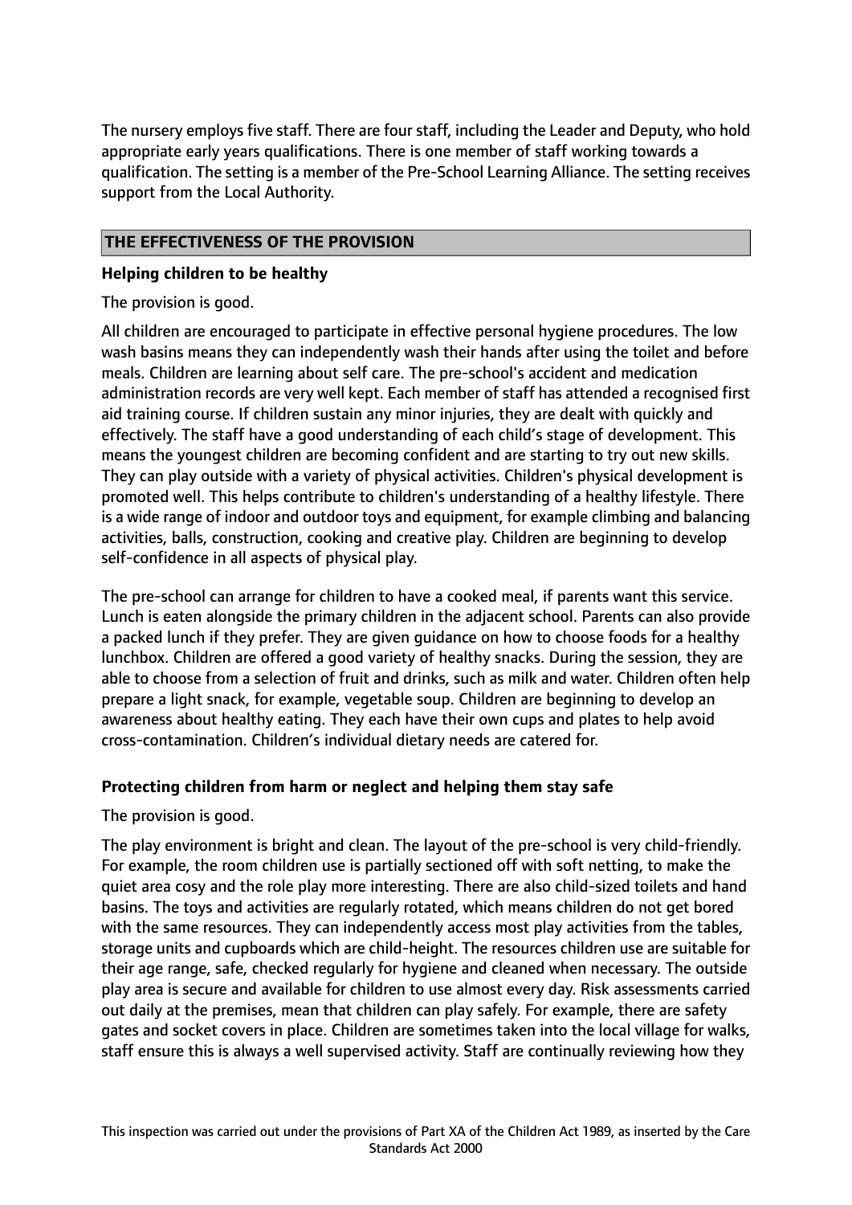The nursery employs five staff. There are four staff, including the Leader and Deputy, who hold appropriate early years qualifications. There is one member of staff working towards a qualification. The setting is a member of the Pre-School Learning Alliance. The setting receives support from the Local Authority.

## THE EFFECTIVENESS OF THE PROVISION

### Helping children to be healthy

The provision is good.

All children are encouraged to participate in effective personal hygiene procedures. The low wash basins means they can independently wash their hands after using the toilet and before meals. Children are learning about self care. The pre-school's accident and medication administration records are very well kept. Each member of staff has attended a recognised first aid training course. If children sustain any minor injuries, they are dealt with quickly and effectively. The staff have a good understanding of each child's stage of development. This means the youngest children are becoming confident and are starting to try out new skills. They can play outside with a variety of physical activities. Children's physical development is promoted well. This helps contribute to children's understanding of a healthy lifestyle. There is a wide range of indoor and outdoor toys and equipment, for example climbing and balancing activities, balls, construction, cooking and creative play. Children are beginning to develop self-confidence in all aspects of physical play.

The pre-school can arrange for children to have a cooked meal, if parents want this service. Lunch is eaten alongside the primary children in the adjacent school. Parents can also provide a packed lunch if they prefer. They are given guidance on how to choose foods for a healthy lunchbox. Children are offered a good variety of healthy snacks. During the session, they are able to choose from a selection of fruit and drinks, such as milk and water. Children often help prepare a light snack, for example, vegetable soup. Children are beginning to develop an awareness about healthy eating. They each have their own cups and plates to help avoid cross-contamination. Children's individual dietary needs are catered for.

### Protecting children from harm or neglect and helping them stay safe

The provision is good.

The play environment is bright and clean. The layout of the pre-school is very child-friendly. For example, the room children use is partially sectioned off with soft netting, to make the quiet area cosy and the role play more interesting. There are also child-sized toilets and hand basins. The toys and activities are regularly rotated, which means children do not get bored with the same resources. They can independently access most play activities from the tables, storage units and cupboards which are child-height. The resources children use are suitable for their age range, safe, checked regularly for hygiene and cleaned when necessary. The outside play area is secure and available for children to use almost every day. Risk assessments carried out daily at the premises, mean that children can play safely. For example, there are safety gates and socket covers in place. Children are sometimes taken into the local village for walks, staff ensure this is always a well supervised activity. Staff are continually reviewing how they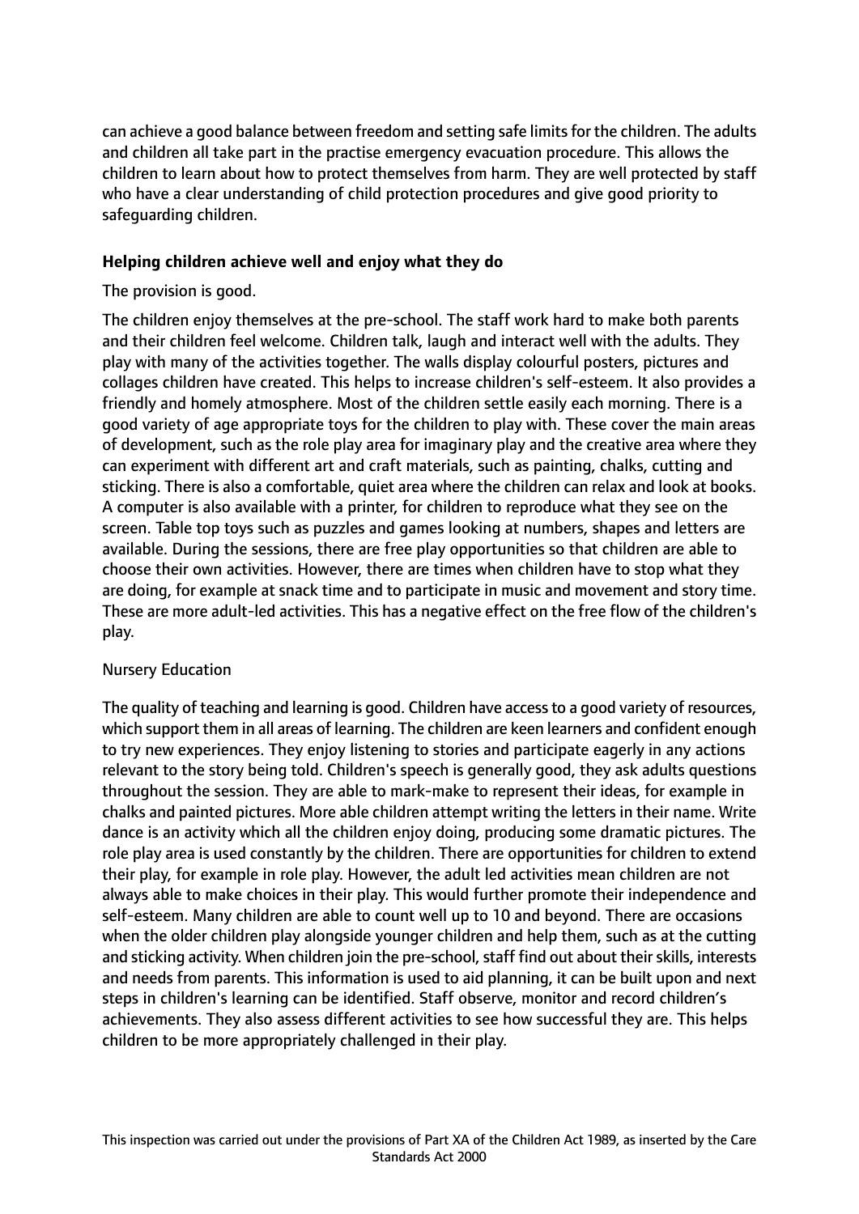can achieve a good balance between freedom and setting safe limits for the children. The adults and children all take part in the practise emergency evacuation procedure. This allows the children to learn about how to protect themselves from harm. They are well protected by staff who have a clear understanding of child protection procedures and give good priority to safeguarding children.

### Helping children achieve well and enjoy what they do

The provision is good.

The children enjoy themselves at the pre-school. The staff work hard to make both parents and their children feel welcome. Children talk, laugh and interact well with the adults. They play with many of the activities together. The walls display colourful posters, pictures and collages children have created. This helps to increase children's self-esteem. It also provides a friendly and homely atmosphere. Most of the children settle easily each morning. There is a good variety of age appropriate toys for the children to play with. These cover the main areas of development, such as the role play area for imaginary play and the creative area where they can experiment with different art and craft materials, such as painting, chalks, cutting and sticking. There is also a comfortable, quiet area where the children can relax and look at books. A computer is also available with a printer, for children to reproduce what they see on the screen. Table top toys such as puzzles and games looking at numbers, shapes and letters are available. During the sessions, there are free play opportunities so that children are able to choose their own activities. However, there are times when children have to stop what they are doing, for example at snack time and to participate in music and movement and story time. These are more adult-led activities. This has a negative effect on the free flow of the children's play.

Nursery Education

The quality of teaching and learning is good. Children have access to a good variety of resources, which support them in all areas of learning. The children are keen learners and confident enough to try new experiences. They enjoy listening to stories and participate eagerly in any actions relevant to the story being told. Children's speech is generally good, they ask adults questions throughout the session. They are able to mark-make to represent their ideas, for example in chalks and painted pictures. More able children attempt writing the letters in their name. Write dance is an activity which all the children enjoy doing, producing some dramatic pictures. The role play area is used constantly by the children. There are opportunities for children to extend their play, for example in role play. However, the adult led activities mean children are not always able to make choices in their play. This would further promote their independence and self-esteem. Many children are able to count well up to 10 and beyond. There are occasions when the older children play alongside younger children and help them, such as at the cutting and sticking activity. When children join the pre-school, staff find out about their skills, interests and needs from parents. This information is used to aid planning, it can be built upon and next steps in children's learning can be identified. Staff observe, monitor and record children's achievements. They also assess different activities to see how successful they are. This helps children to be more appropriately challenged in their play.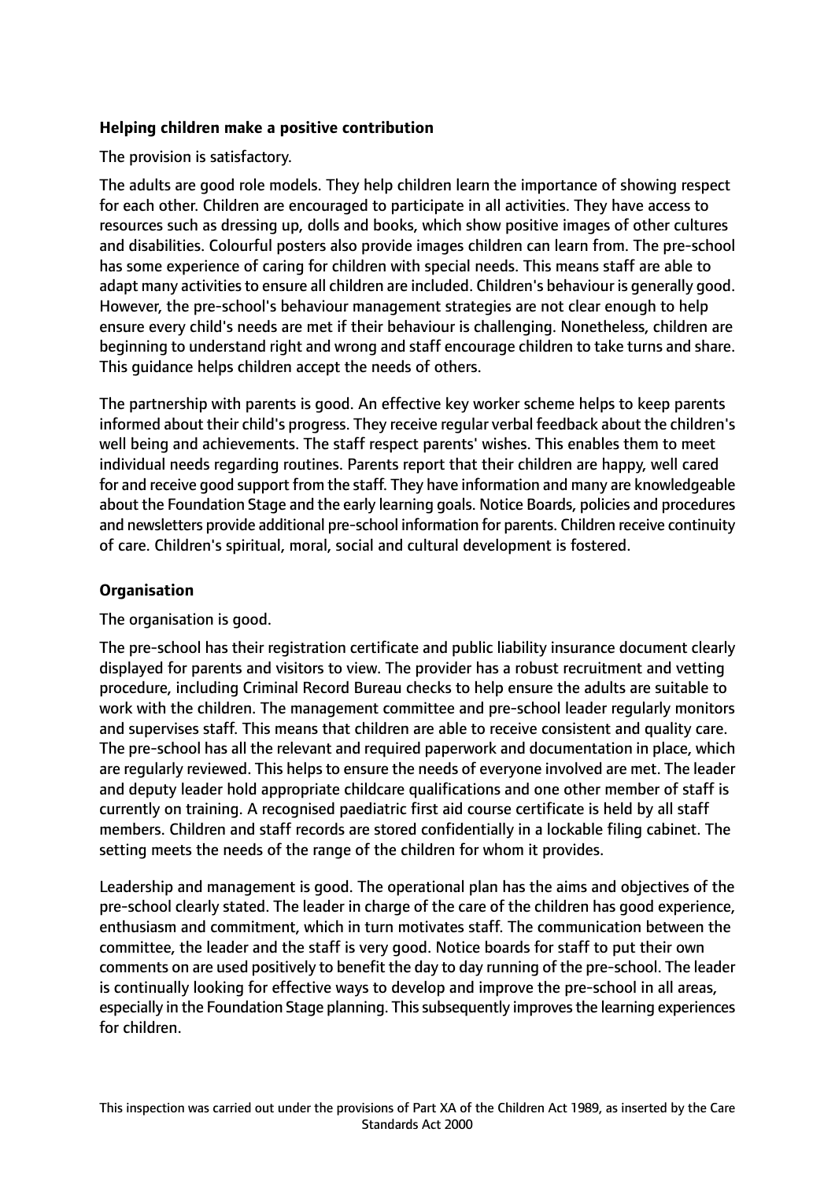**Helping children make a positive contribution**

The provision is satisfactory.

The adults are good role models. They help children learn the importance of showing respect for each other. Children are encouraged to participate in all activities. They have access to resources such as dressing up, dolls and books, which show positive images of other cultures and disabilities. Colourful posters also provide images children can learn from. The pre-school has some experience of caring for children with special needs. This means staff are able to adapt many activities to ensure all children are included. Children's behaviour is generally good. However, the pre-school's behaviour management strategies are not clear enough to help ensure every child's needs are met if their behaviour is challenging. Nonetheless, children are beginning to understand right and wrong and staff encourage children to take turns and share. This guidance helps children accept the needs of others.

The partnership with parents is good. An effective key worker scheme helps to keep parents informed about their child's progress. They receive regular verbal feedback about the children's well being and achievements. The staff respect parents' wishes. This enables them to meet individual needs regarding routines. Parents report that their children are happy, well cared for and receive good support from the staff. They have information and many are knowledgeable about the Foundation Stage and the early learning goals. Notice Boards, policies and procedures and newsletters provide additional pre-school information for parents. Children receive continuity of care. Children's spiritual, moral, social and cultural development is fostered.

**Organisation**

The organisation is good.

The pre-school has their registration certificate and public liability insurance document clearly displayed for parents and visitors to view. The provider has a robust recruitment and vetting procedure, including Criminal Record Bureau checks to help ensure the adults are suitable to work with the children. The management committee and pre-school leader regularly monitors and supervises staff. This means that children are able to receive consistent and quality care. The pre-school has all the relevant and required paperwork and documentation in place, which are regularly reviewed. This helps to ensure the needs of everyone involved are met. The leader and deputy leader hold appropriate childcare qualifications and one other member of staff is currently on training. A recognised paediatric first aid course certificate is held by all staff members. Children and staff records are stored confidentially in a lockable filing cabinet. The setting meets the needs of the range of the children for whom it provides.

Leadership and management is good. The operational plan has the aims and objectives of the pre-school clearly stated. The leader in charge of the care of the children has good experience, enthusiasm and commitment, which in turn motivates staff. The communication between the committee, the leader and the staff is very good. Notice boards for staff to put their own comments on are used positively to benefit the day to day running of the pre-school. The leader is continually looking for effective ways to develop and improve the pre-school in all areas, especially in the Foundation Stage planning. This subsequently improves the learning experiences for children.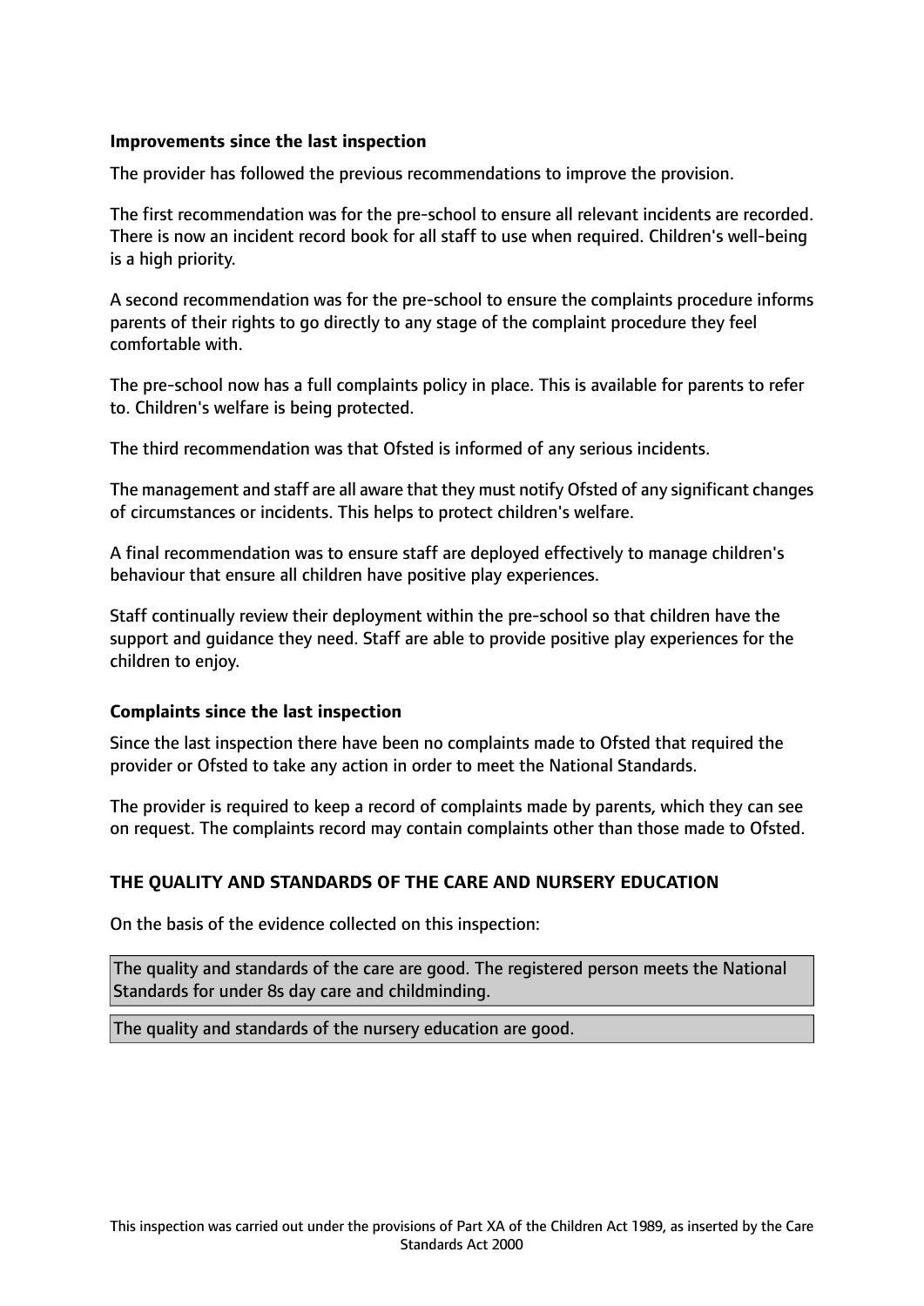**Improvements since the last inspection**

The provider has followed the previous recommendations to improve the provision.

The first recommendation was for the pre-school to ensure all relevant incidents are recorded. There is now an incident record book for all staff to use when required. Children's well-being is a high priority.

A second recommendation was for the pre-school to ensure the complaints procedure informs parents of their rights to go directly to any stage of the complaint procedure they feel comfortable with.

The pre-school now has a full complaints policy in place. This is available for parents to refer to. Children's welfare is being protected.

The third recommendation was that Ofsted is informed of any serious incidents.

The management and staff are all aware that they must notify Ofsted of any significant changes of circumstances or incidents. This helps to protect children's welfare.

A final recommendation was to ensure staff are deployed effectively to manage children's behaviour that ensure all children have positive play experiences.

Staff continually review their deployment within the pre-school so that children have the support and guidance they need. Staff are able to provide positive play experiences for the children to enjoy.

**Complaints since the last inspection**

Since the last inspection there have been no complaints made to Ofsted that required the provider or Ofsted to take any action in order to meet the National Standards.

The provider is required to keep a record of complaints made by parents, which they can see on request. The complaints record may contain complaints other than those made to Ofsted.

**THE QUALITY AND STANDARDS OF THE CARE AND NURSERY EDUCATION**

On the basis of the evidence collected on this inspection:

The quality and standards of the care are good. The registered person meets the National Standards for under 8s day care and childminding.

The quality and standards of the nursery education are good.

This inspection was carried out under the provisions of Part XA of the Children Act 1989, as inserted by the Care Standards Act 2000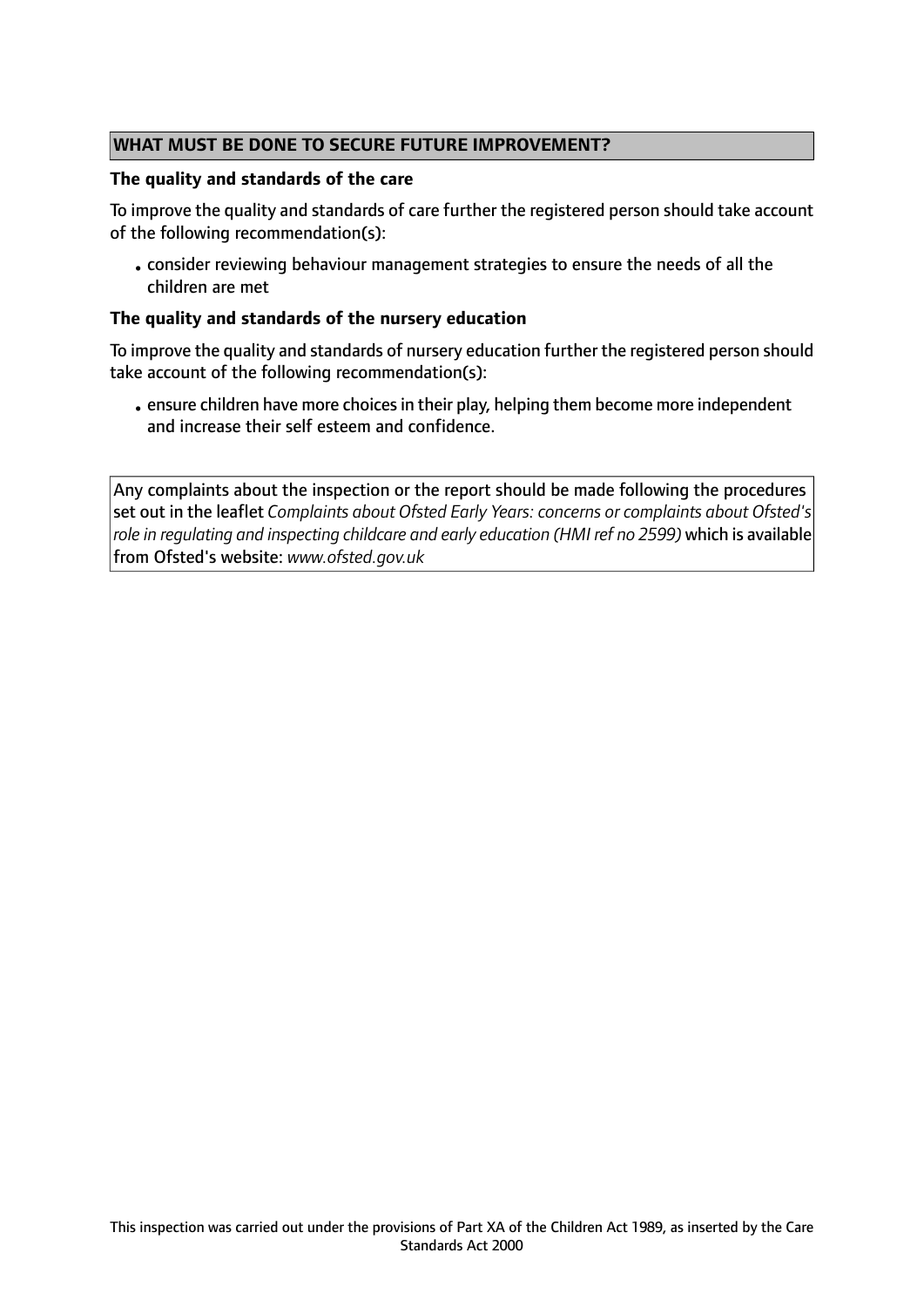## WHAT MUST BE DONE TO SECURE FUTURE IMPROVEMENT?

### The quality and standards of the care

To improve the quality and standards of care further the registered person should take account of the following recommendation(s):

- consider reviewing behaviour management strategies to ensure the needs of all the children are met

### The quality and standards of the nursery education

To improve the quality and standards of nursery education further the registered person should take account of the following recommendation(s):

- ensure children have more choices in their play, helping them become more independent and increase their self esteem and confidence.

Any complaints about the inspection or the report should be made following the procedures set out in the leaflet *Complaints about Ofsted Early Years: concerns or complaints about Ofsted's role in regulating and inspecting childcare and early education (HMI ref no 2599)* which is available from Ofsted's website: *www.ofsted.gov.uk*

This inspection was carried out under the provisions of Part XA of the Children Act 1989, as inserted by the Care Standards Act 2000